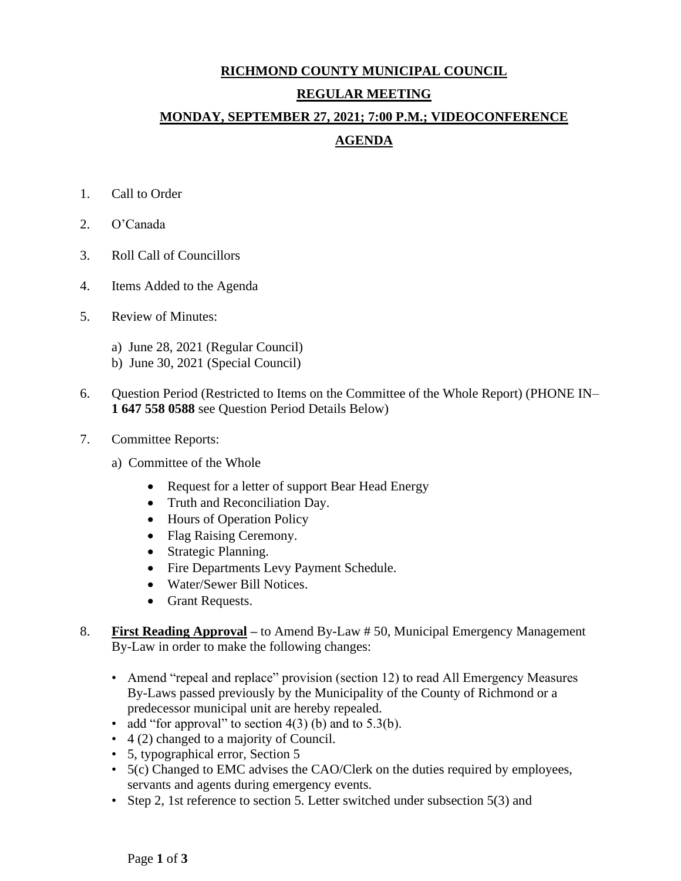# RICHMOND COUNTY MUNICIPAL COUNCIL

## REGULAR MEETING

## MONDAY, SEPTEMBER 27, 2021; 7:00 P.M.; VIDEOCONFERENCE

## AGENDA

1. Call to Order

2. O'Canada

3. Roll Call of Councillors

4. Items Added to the Agenda

5. Review of Minutes:

   a) June 28, 2021 (Regular Council)
   b) June 30, 2021 (Special Council)

6. Question Period (Restricted to Items on the Committee of the Whole Report) (PHONE IN– **1 647 558 0588** see Question Period Details Below)

7. Committee Reports:

   a) Committee of the Whole

   - Request for a letter of support Bear Head Energy
   - Truth and Reconciliation Day.
   - Hours of Operation Policy
   - Flag Raising Ceremony.
   - Strategic Planning.
   - Fire Departments Levy Payment Schedule.
   - Water/Sewer Bill Notices.
   - Grant Requests.

8. **First Reading Approval** – to Amend By-Law # 50, Municipal Emergency Management By-Law in order to make the following changes:

   - Amend "repeal and replace" provision (section 12) to read All Emergency Measures By-Laws passed previously by the Municipality of the County of Richmond or a predecessor municipal unit are hereby repealed.
   - add "for approval" to section 4(3) (b) and to 5.3(b).
   - 4 (2) changed to a majority of Council.
   - 5, typographical error, Section 5
   - 5(c) Changed to EMC advises the CAO/Clerk on the duties required by employees, servants and agents during emergency events.
   - Step 2, 1st reference to section 5. Letter switched under subsection 5(3) and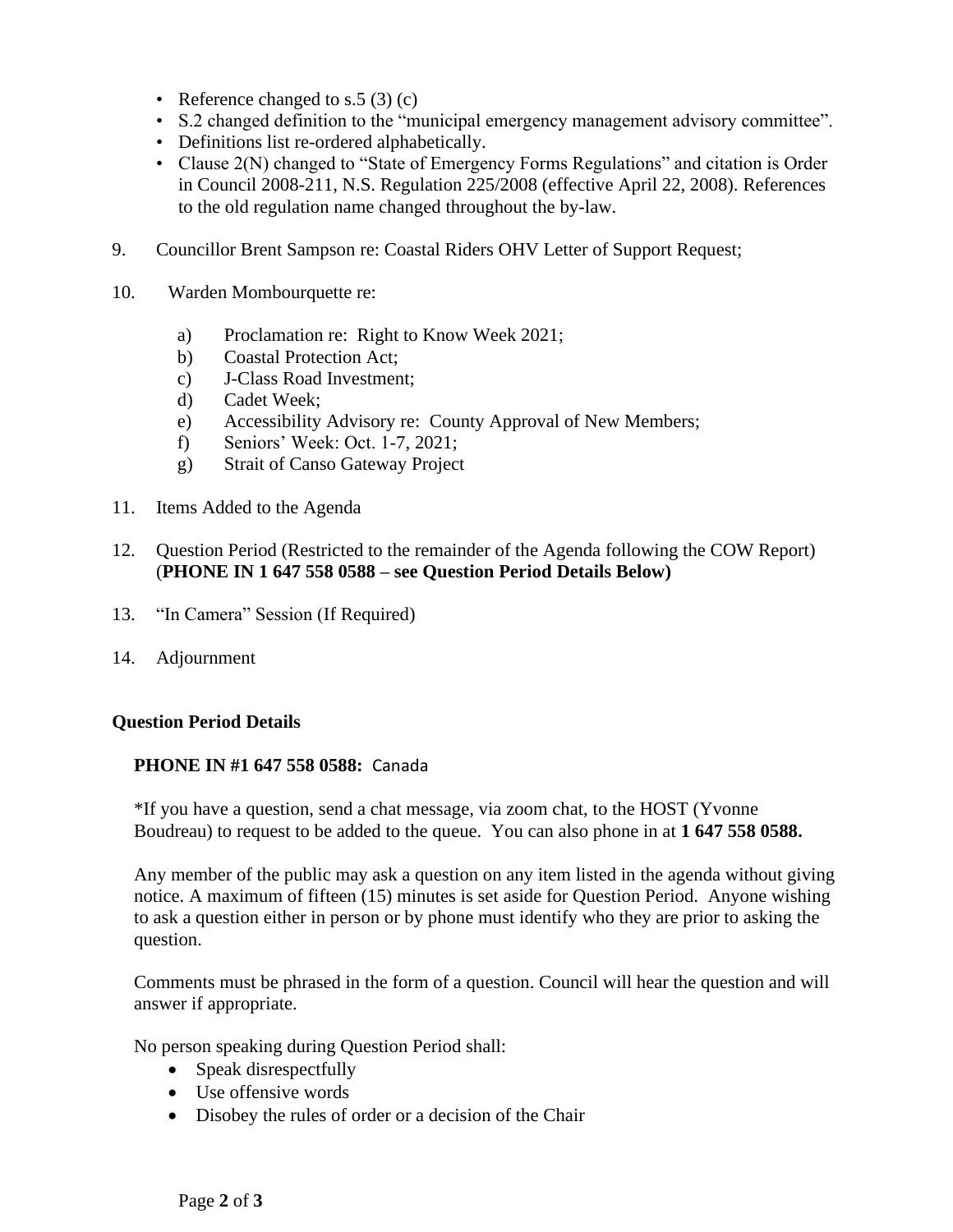- Reference changed to s.5 (3) (c)
- S.2 changed definition to the "municipal emergency management advisory committee".
- Definitions list re-ordered alphabetically.
- Clause 2(N) changed to "State of Emergency Forms Regulations" and citation is Order in Council 2008-211, N.S. Regulation 225/2008 (effective April 22, 2008). References to the old regulation name changed throughout the by-law.

9. Councillor Brent Sampson re: Coastal Riders OHV Letter of Support Request;

10. Warden Mombourquette re:

    a) Proclamation re: Right to Know Week 2021;
    b) Coastal Protection Act;
    c) J-Class Road Investment;
    d) Cadet Week;
    e) Accessibility Advisory re: County Approval of New Members;
    f) Seniors' Week: Oct. 1-7, 2021;
    g) Strait of Canso Gateway Project

11. Items Added to the Agenda

12. Question Period (Restricted to the remainder of the Agenda following the COW Report) (**PHONE IN 1 647 558 0588 – see Question Period Details Below)**

13. "In Camera" Session (If Required)

14. Adjournment

**Question Period Details**

**PHONE IN #1 647 558 0588:** Canada

*If you have a question, send a chat message, via zoom chat, to the HOST (Yvonne Boudreau) to request to be added to the queue. You can also phone in at **1 647 558 0588.**

Any member of the public may ask a question on any item listed in the agenda without giving notice. A maximum of fifteen (15) minutes is set aside for Question Period. Anyone wishing to ask a question either in person or by phone must identify who they are prior to asking the question.

Comments must be phrased in the form of a question. Council will hear the question and will answer if appropriate.

No person speaking during Question Period shall:

- Speak disrespectfully
- Use offensive words
- Disobey the rules of order or a decision of the Chair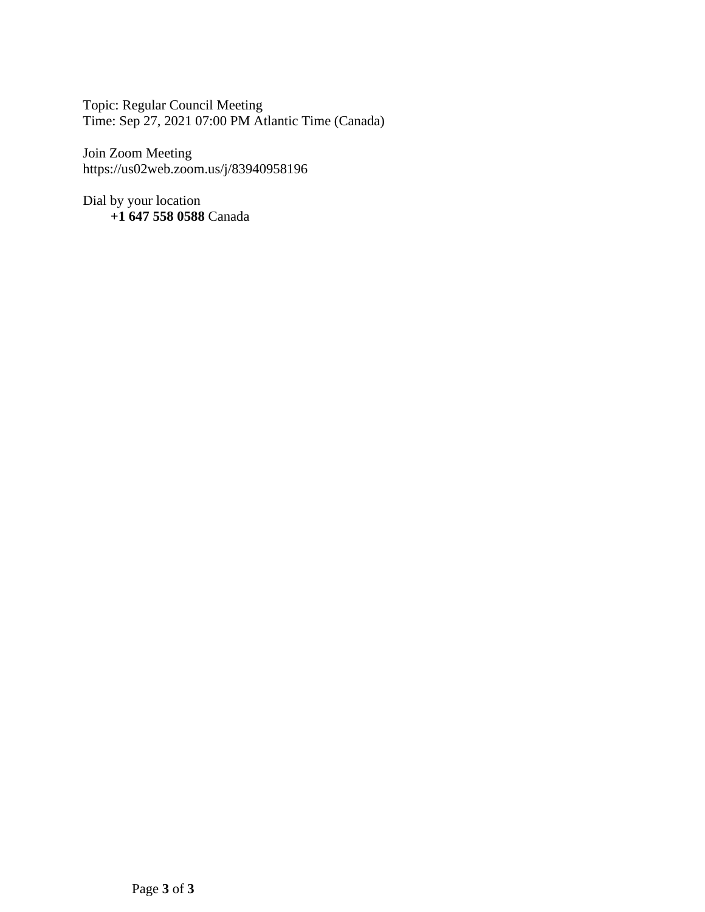Topic: Regular Council Meeting
Time: Sep 27, 2021 07:00 PM Atlantic Time (Canada)

Join Zoom Meeting
https://us02web.zoom.us/j/83940958196

Dial by your location
**+1 647 558 0588** Canada